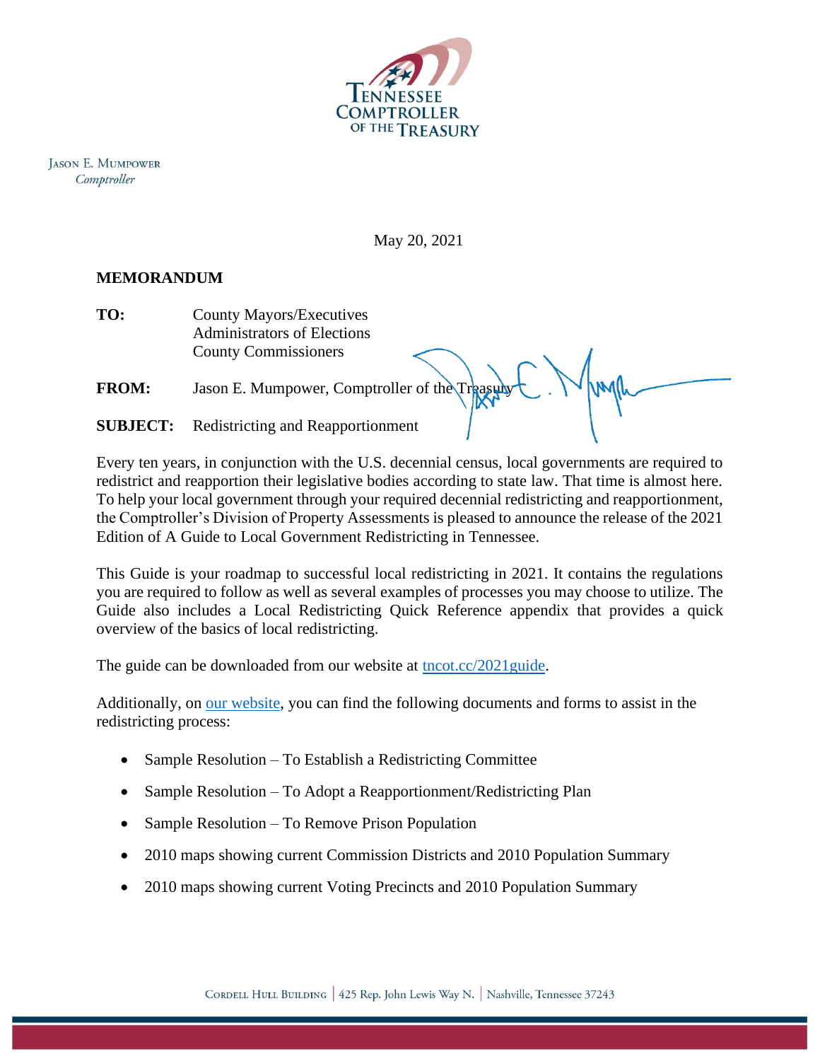Tennessee Comptroller of the Treasury

Jason E. Mumpower
*Comptroller*

May 20, 2021

**MEMORANDUM**

**TO:** County Mayors/Executives
Administrators of Elections
County Commissioners

**FROM:** Jason E. Mumpower, Comptroller of the Treasury

**SUBJECT:** Redistricting and Reapportionment

Every ten years, in conjunction with the U.S. decennial census, local governments are required to redistrict and reapportion their legislative bodies according to state law. That time is almost here. To help your local government through your required decennial redistricting and reapportionment, the Comptroller's Division of Property Assessments is pleased to announce the release of the 2021 Edition of A Guide to Local Government Redistricting in Tennessee.

This Guide is your roadmap to successful local redistricting in 2021. It contains the regulations you are required to follow as well as several examples of processes you may choose to utilize. The Guide also includes a Local Redistricting Quick Reference appendix that provides a quick overview of the basics of local redistricting.

The guide can be downloaded from our website at tncot.cc/2021guide.

Additionally, on our website, you can find the following documents and forms to assist in the redistricting process:

- Sample Resolution – To Establish a Redistricting Committee
- Sample Resolution – To Adopt a Reapportionment/Redistricting Plan
- Sample Resolution – To Remove Prison Population
- 2010 maps showing current Commission Districts and 2010 Population Summary
- 2010 maps showing current Voting Precincts and 2010 Population Summary

Cordell Hull Building | 425 Rep. John Lewis Way N. | Nashville, Tennessee 37243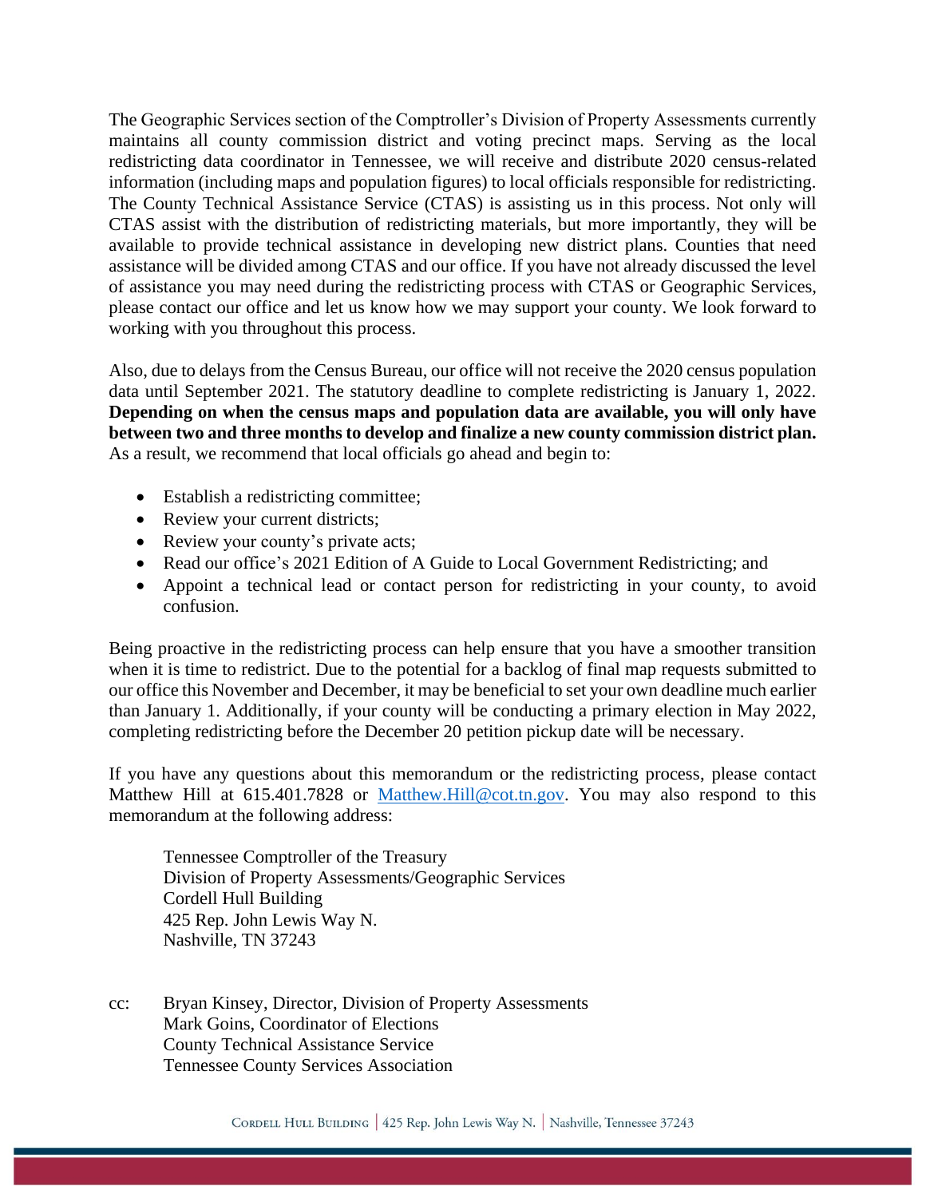The Geographic Services section of the Comptroller's Division of Property Assessments currently maintains all county commission district and voting precinct maps. Serving as the local redistricting data coordinator in Tennessee, we will receive and distribute 2020 census-related information (including maps and population figures) to local officials responsible for redistricting. The County Technical Assistance Service (CTAS) is assisting us in this process. Not only will CTAS assist with the distribution of redistricting materials, but more importantly, they will be available to provide technical assistance in developing new district plans. Counties that need assistance will be divided among CTAS and our office. If you have not already discussed the level of assistance you may need during the redistricting process with CTAS or Geographic Services, please contact our office and let us know how we may support your county. We look forward to working with you throughout this process.

Also, due to delays from the Census Bureau, our office will not receive the 2020 census population data until September 2021. The statutory deadline to complete redistricting is January 1, 2022. **Depending on when the census maps and population data are available, you will only have between two and three months to develop and finalize a new county commission district plan.** As a result, we recommend that local officials go ahead and begin to:

- Establish a redistricting committee;
- Review your current districts;
- Review your county's private acts;
- Read our office's 2021 Edition of A Guide to Local Government Redistricting; and
- Appoint a technical lead or contact person for redistricting in your county, to avoid confusion.

Being proactive in the redistricting process can help ensure that you have a smoother transition when it is time to redistrict. Due to the potential for a backlog of final map requests submitted to our office this November and December, it may be beneficial to set your own deadline much earlier than January 1. Additionally, if your county will be conducting a primary election in May 2022, completing redistricting before the December 20 petition pickup date will be necessary.

If you have any questions about this memorandum or the redistricting process, please contact Matthew Hill at 615.401.7828 or Matthew.Hill@cot.tn.gov. You may also respond to this memorandum at the following address:

Tennessee Comptroller of the Treasury
Division of Property Assessments/Geographic Services
Cordell Hull Building
425 Rep. John Lewis Way N.
Nashville, TN 37243

cc: Bryan Kinsey, Director, Division of Property Assessments
Mark Goins, Coordinator of Elections
County Technical Assistance Service
Tennessee County Services Association